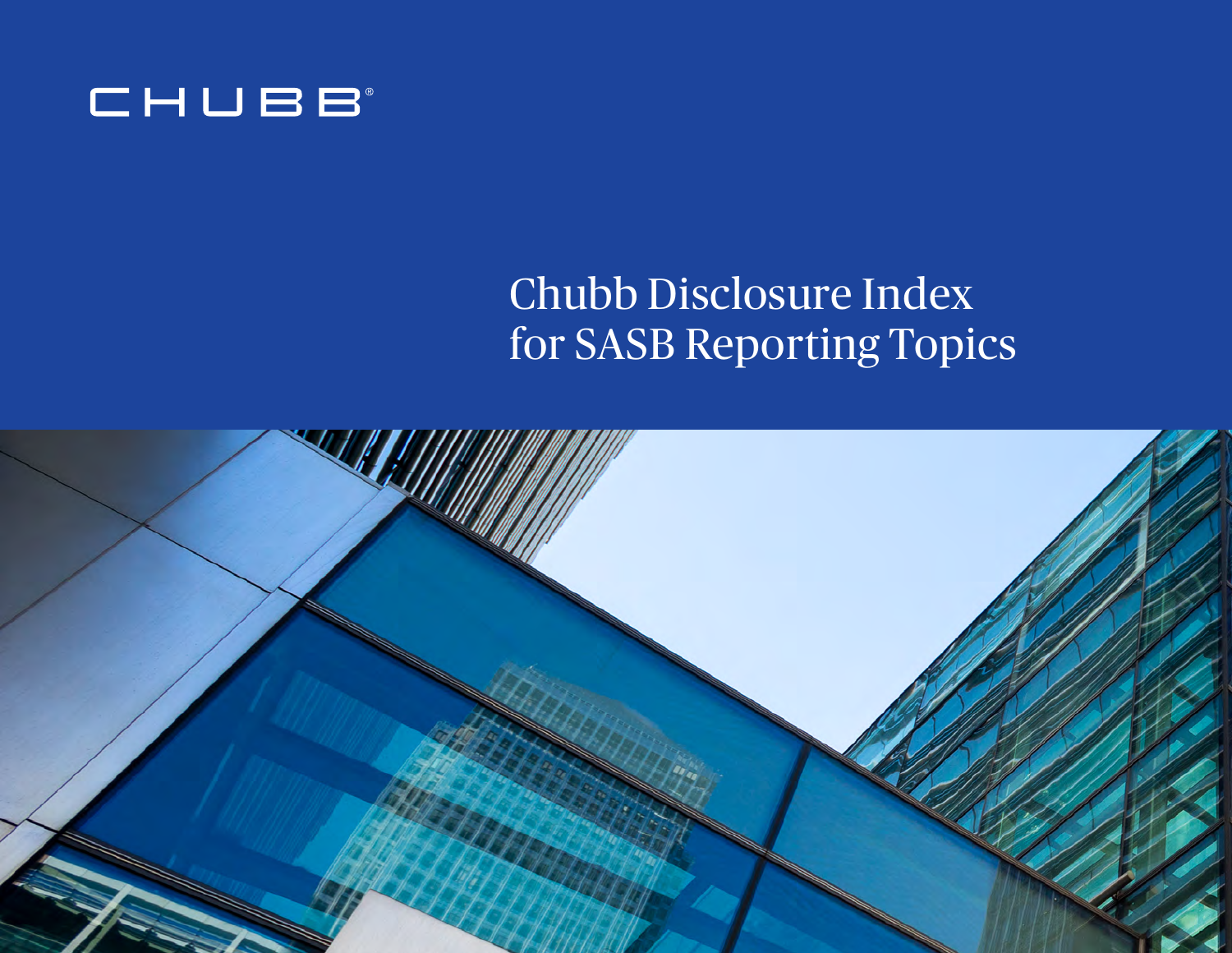CHUBB®

# Chubb Disclosure Index for SASB Reporting Topics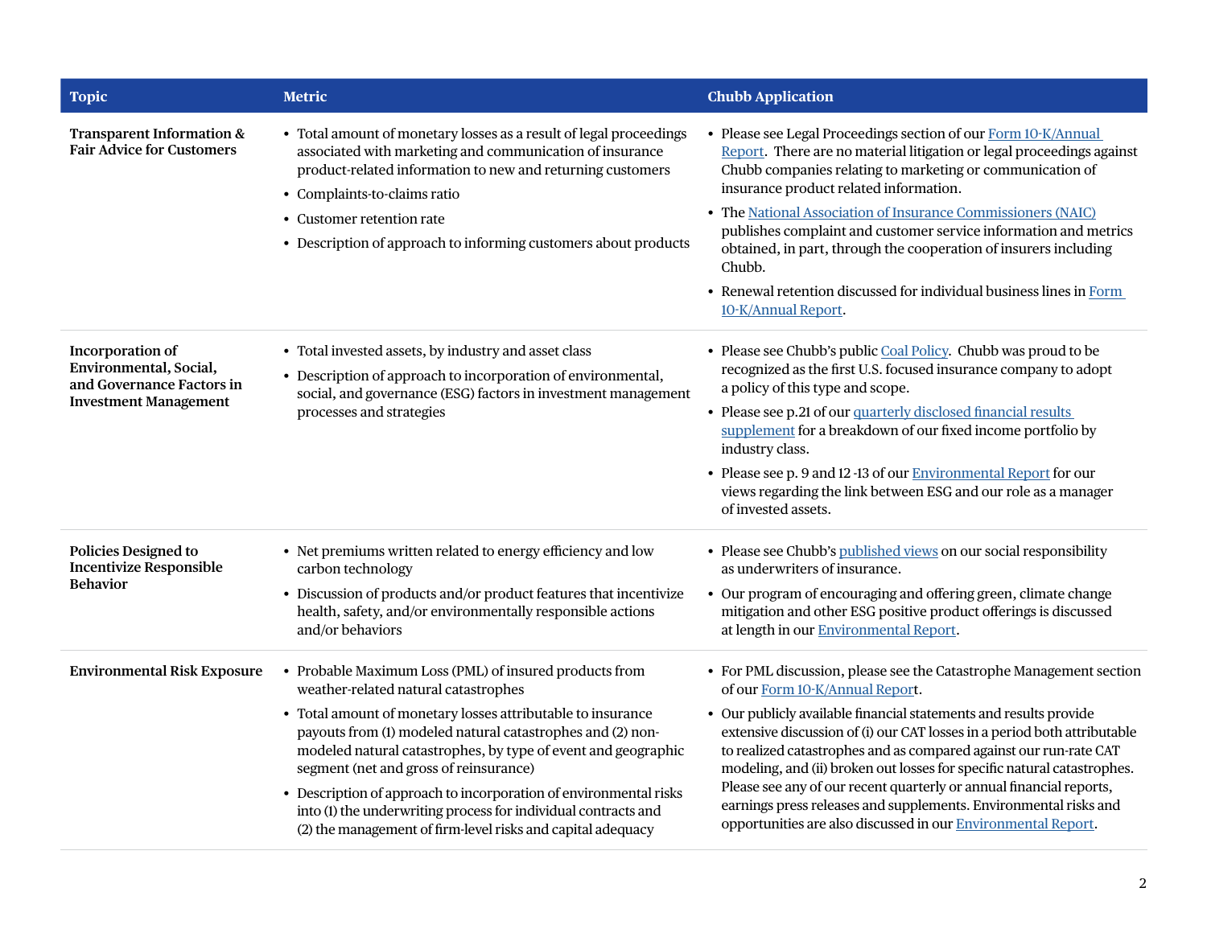| Topic | Metric | Chubb Application |
|---|---|---|
| **Transparent Information & Fair Advice for Customers** | • Total amount of monetary losses as a result of legal proceedings associated with marketing and communication of insurance product-related information to new and returning customers<br>• Complaints-to-claims ratio<br>• Customer retention rate<br>• Description of approach to informing customers about products | • Please see Legal Proceedings section of our Form 10-K/Annual Report. There are no material litigation or legal proceedings against Chubb companies relating to marketing or communication of insurance product related information.<br>• The National Association of Insurance Commissioners (NAIC) publishes complaint and customer service information and metrics obtained, in part, through the cooperation of insurers including Chubb.<br>• Renewal retention discussed for individual business lines in Form 10-K/Annual Report. |
| **Incorporation of Environmental, Social, and Governance Factors in Investment Management** | • Total invested assets, by industry and asset class<br>• Description of approach to incorporation of environmental, social, and governance (ESG) factors in investment management processes and strategies | • Please see Chubb's public Coal Policy. Chubb was proud to be recognized as the first U.S. focused insurance company to adopt a policy of this type and scope.<br>• Please see p.21 of our quarterly disclosed financial results supplement for a breakdown of our fixed income portfolio by industry class.<br>• Please see p. 9 and 12 -13 of our Environmental Report for our views regarding the link between ESG and our role as a manager of invested assets. |
| **Policies Designed to Incentivize Responsible Behavior** | • Net premiums written related to energy efficiency and low carbon technology<br>• Discussion of products and/or product features that incentivize health, safety, and/or environmentally responsible actions and/or behaviors | • Please see Chubb's published views on our social responsibility as underwriters of insurance.<br>• Our program of encouraging and offering green, climate change mitigation and other ESG positive product offerings is discussed at length in our Environmental Report. |
| **Environmental Risk Exposure** | • Probable Maximum Loss (PML) of insured products from weather-related natural catastrophes<br>• Total amount of monetary losses attributable to insurance payouts from (1) modeled natural catastrophes and (2) non-modeled natural catastrophes, by type of event and geographic segment (net and gross of reinsurance)<br>• Description of approach to incorporation of environmental risks into (1) the underwriting process for individual contracts and (2) the management of firm-level risks and capital adequacy | • For PML discussion, please see the Catastrophe Management section of our Form 10-K/Annual Report.<br>• Our publicly available financial statements and results provide extensive discussion of (i) our CAT losses in a period both attributable to realized catastrophes and as compared against our run-rate CAT modeling, and (ii) broken out losses for specific natural catastrophes. Please see any of our recent quarterly or annual financial reports, earnings press releases and supplements. Environmental risks and opportunities are also discussed in our Environmental Report. |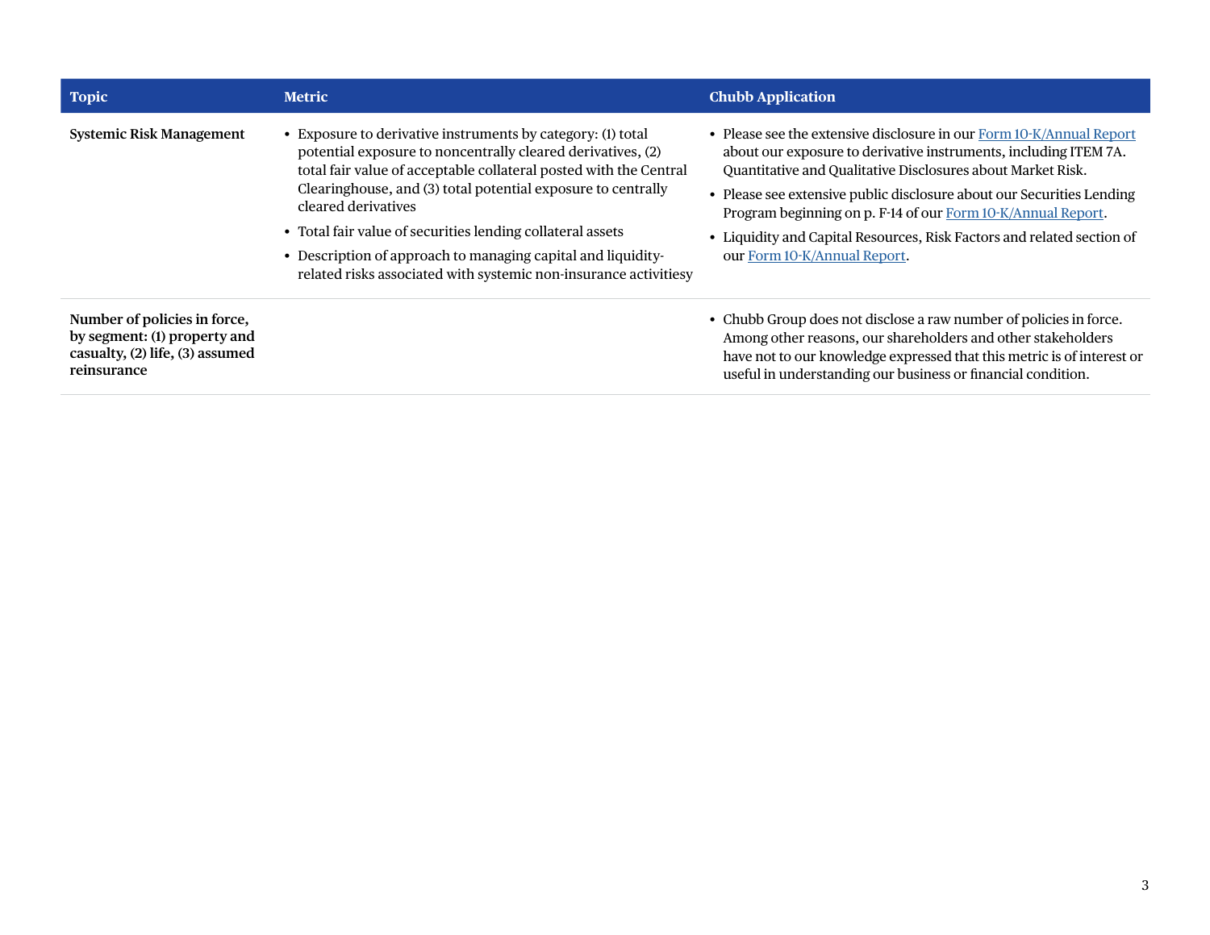| Topic | Metric | Chubb Application |
|---|---|---|
| **Systemic Risk Management** | • Exposure to derivative instruments by category: (1) total potential exposure to noncentrally cleared derivatives, (2) total fair value of acceptable collateral posted with the Central Clearinghouse, and (3) total potential exposure to centrally cleared derivatives<br>• Total fair value of securities lending collateral assets<br>• Description of approach to managing capital and liquidity-related risks associated with systemic non-insurance activitiesy | • Please see the extensive disclosure in our Form 10-K/Annual Report about our exposure to derivative instruments, including ITEM 7A. Quantitative and Qualitative Disclosures about Market Risk.<br>• Please see extensive public disclosure about our Securities Lending Program beginning on p. F-14 of our Form 10-K/Annual Report.<br>• Liquidity and Capital Resources, Risk Factors and related section of our Form 10-K/Annual Report. |
| **Number of policies in force, by segment: (1) property and casualty, (2) life, (3) assumed reinsurance** | | • Chubb Group does not disclose a raw number of policies in force. Among other reasons, our shareholders and other stakeholders have not to our knowledge expressed that this metric is of interest or useful in understanding our business or financial condition. |